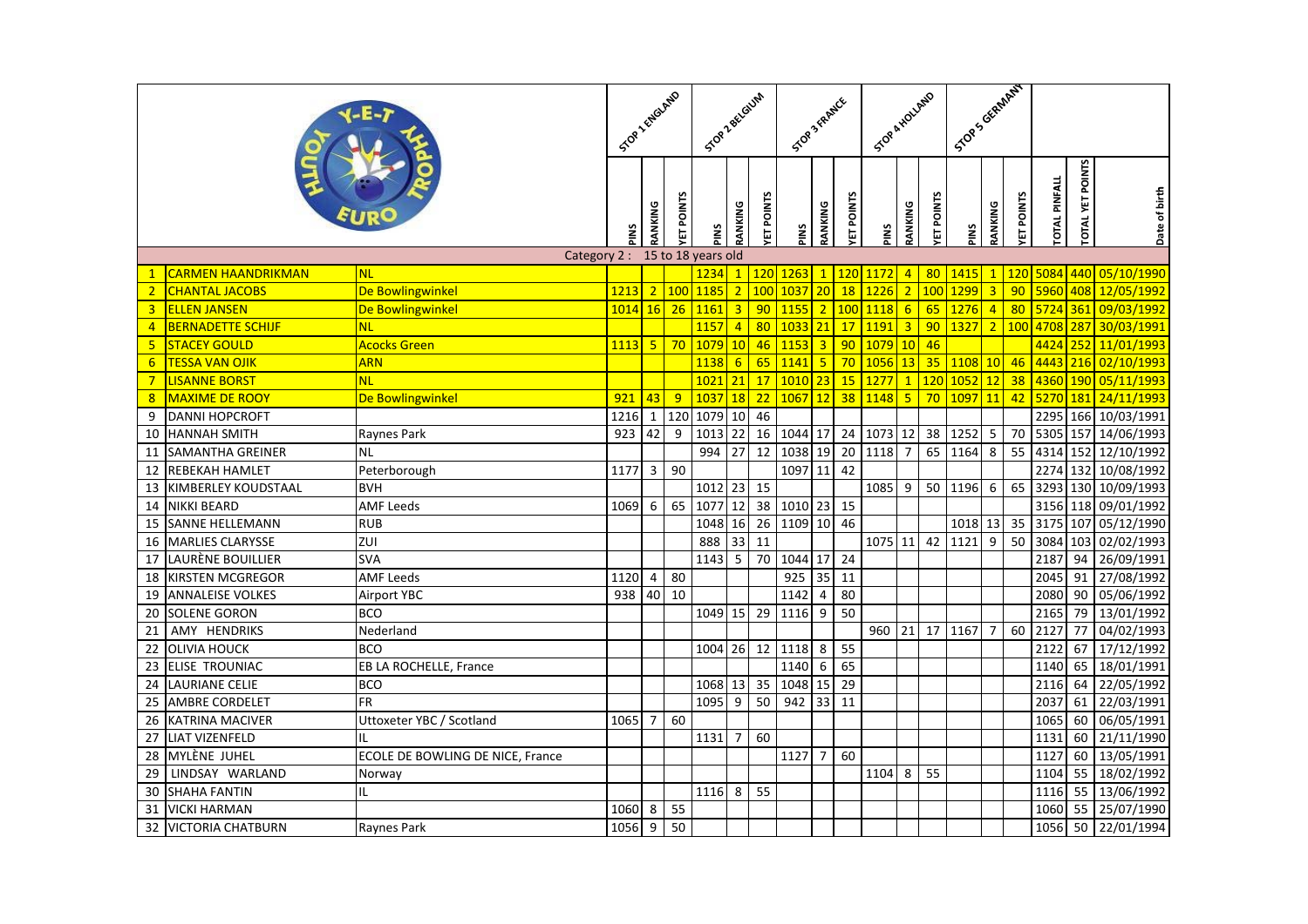| | | STOP 1 ENGLAND | | | STOP 2 BELGIUM | | | STOP 3 FRANCE | | | STOP 4 HOLLAND | | | STOP 5 GERMANY | | | | | |
|---|---|---|---|---|---|---|---|---|---|---|---|---|---|---|---|---|---|---|---|---|
| | | PINS | RANKING | YET POINTS | PINS | RANKING | YET POINTS | PINS | RANKING | YET POINTS | PINS | RANKING | YET POINTS | PINS | RANKING | YET POINTS | TOTAL PINFALL | TOTAL YET POINTS | Date of birth |
| **Category 2 : 15 to 18 years old** | | | | | | | | | | | | | | | | | | | | |
| 1 | CARMEN HAANDRIKMAN | NL | | | | 1234 | 1 | 120 | 1263 | 1 | 120 | 1172 | 4 | 80 | 1415 | 1 | 120 | 5084 | 440 | 05/10/1990 |
| 2 | CHANTAL JACOBS | De Bowlingwinkel | 1213 | 2 | 100 | 1185 | 2 | 100 | 1037 | 20 | 18 | 1226 | 2 | 100 | 1299 | 3 | 90 | 5960 | 408 | 12/05/1992 |
| 3 | ELLEN JANSEN | De Bowlingwinkel | 1014 | 16 | 26 | 1161 | 3 | 90 | 1155 | 2 | 100 | 1118 | 6 | 65 | 1276 | 4 | 80 | 5724 | 361 | 09/03/1992 |
| 4 | BERNADETTE SCHIJF | NL | | | | 1157 | 4 | 80 | 1033 | 21 | 17 | 1191 | 3 | 90 | 1327 | 2 | 100 | 4708 | 287 | 30/03/1991 |
| 5 | STACEY GOULD | Acocks Green | 1113 | 5 | 70 | 1079 | 10 | 46 | 1153 | 3 | 90 | 1079 | 10 | 46 | | | | 4424 | 252 | 11/01/1993 |
| 6 | TESSA VAN OJIK | ARN | | | | 1138 | 6 | 65 | 1141 | 5 | 70 | 1056 | 13 | 35 | 1108 | 10 | 46 | 4443 | 216 | 02/10/1993 |
| 7 | LISANNE BORST | NL | | | | 1021 | 21 | 17 | 1010 | 23 | 15 | 1277 | 1 | 120 | 1052 | 12 | 38 | 4360 | 190 | 05/11/1993 |
| 8 | MAXIME DE ROOY | De Bowlingwinkel | 921 | 43 | 9 | 1037 | 18 | 22 | 1067 | 12 | 38 | 1148 | 5 | 70 | 1097 | 11 | 42 | 5270 | 181 | 24/11/1993 |
| 9 | DANNI HOPCROFT | | 1216 | 1 | 120 | 1079 | 10 | 46 | | | | | | | | | | 2295 | 166 | 10/03/1991 |
| 10 | HANNAH SMITH | Raynes Park | 923 | 42 | 9 | 1013 | 22 | 16 | 1044 | 17 | 24 | 1073 | 12 | 38 | 1252 | 5 | 70 | 5305 | 157 | 14/06/1993 |
| 11 | SAMANTHA GREINER | NL | | | | 994 | 27 | 12 | 1038 | 19 | 20 | 1118 | 7 | 65 | 1164 | 8 | 55 | 4314 | 152 | 12/10/1992 |
| 12 | REBEKAH HAMLET | Peterborough | 1177 | 3 | 90 | | | | 1097 | 11 | 42 | | | | | | | 2274 | 132 | 10/08/1992 |
| 13 | KIMBERLEY KOUDSTAAL | BVH | | | | 1012 | 23 | 15 | | | | 1085 | 9 | 50 | 1196 | 6 | 65 | 3293 | 130 | 10/09/1993 |
| 14 | NIKKI BEARD | AMF Leeds | 1069 | 6 | 65 | 1077 | 12 | 38 | 1010 | 23 | 15 | | | | | | | 3156 | 118 | 09/01/1992 |
| 15 | SANNE HELLEMANN | RUB | | | | 1048 | 16 | 26 | 1109 | 10 | 46 | | | | 1018 | 13 | 35 | 3175 | 107 | 05/12/1990 |
| 16 | MARLIES CLARYSSE | ZUI | | | | 888 | 33 | 11 | | | | 1075 | 11 | 42 | 1121 | 9 | 50 | 3084 | 103 | 02/02/1993 |
| 17 | LAURÈNE BOUILLIER | SVA | | | | 1143 | 5 | 70 | 1044 | 17 | 24 | | | | | | | 2187 | 94 | 26/09/1991 |
| 18 | KIRSTEN MCGREGOR | AMF Leeds | 1120 | 4 | 80 | | | | 925 | 35 | 11 | | | | | | | 2045 | 91 | 27/08/1992 |
| 19 | ANNALEISE VOLKES | Airport YBC | 938 | 40 | 10 | | | | 1142 | 4 | 80 | | | | | | | 2080 | 90 | 05/06/1992 |
| 20 | SOLENE GORON | BCO | | | | 1049 | 15 | 29 | 1116 | 9 | 50 | | | | | | | 2165 | 79 | 13/01/1992 |
| 21 | AMY HENDRIKS | Nederland | | | | | | | | | | 960 | 21 | 17 | 1167 | 7 | 60 | 2127 | 77 | 04/02/1993 |
| 22 | OLIVIA HOUCK | BCO | | | | 1004 | 26 | 12 | 1118 | 8 | 55 | | | | | | | 2122 | 67 | 17/12/1992 |
| 23 | ELISE TROUNIAC | EB LA ROCHELLE, France | | | | | | | 1140 | 6 | 65 | | | | | | | 1140 | 65 | 18/01/1991 |
| 24 | LAURIANE CELIE | BCO | | | | 1068 | 13 | 35 | 1048 | 15 | 29 | | | | | | | 2116 | 64 | 22/05/1992 |
| 25 | AMBRE CORDELET | FR | | | | 1095 | 9 | 50 | 942 | 33 | 11 | | | | | | | 2037 | 61 | 22/03/1991 |
| 26 | KATRINA MACIVER | Uttoxeter YBC / Scotland | 1065 | 7 | 60 | | | | | | | | | | | | | 1065 | 60 | 06/05/1991 |
| 27 | LIAT VIZENFELD | IL | | | | 1131 | 7 | 60 | | | | | | | | | | 1131 | 60 | 21/11/1990 |
| 28 | MYLÈNE JUHEL | ECOLE DE BOWLING DE NICE, France | | | | | | | 1127 | 7 | 60 | | | | | | | 1127 | 60 | 13/05/1991 |
| 29 | LINDSAY WARLAND | Norway | | | | | | | | | | 1104 | 8 | 55 | | | | 1104 | 55 | 18/02/1992 |
| 30 | SHAHA FANTIN | IL | | | | 1116 | 8 | 55 | | | | | | | | | | 1116 | 55 | 13/06/1992 |
| 31 | VICKI HARMAN | | 1060 | 8 | 55 | | | | | | | | | | | | | 1060 | 55 | 25/07/1990 |
| 32 | VICTORIA CHATBURN | Raynes Park | 1056 | 9 | 50 | | | | | | | | | | | | | 1056 | 50 | 22/01/1994 |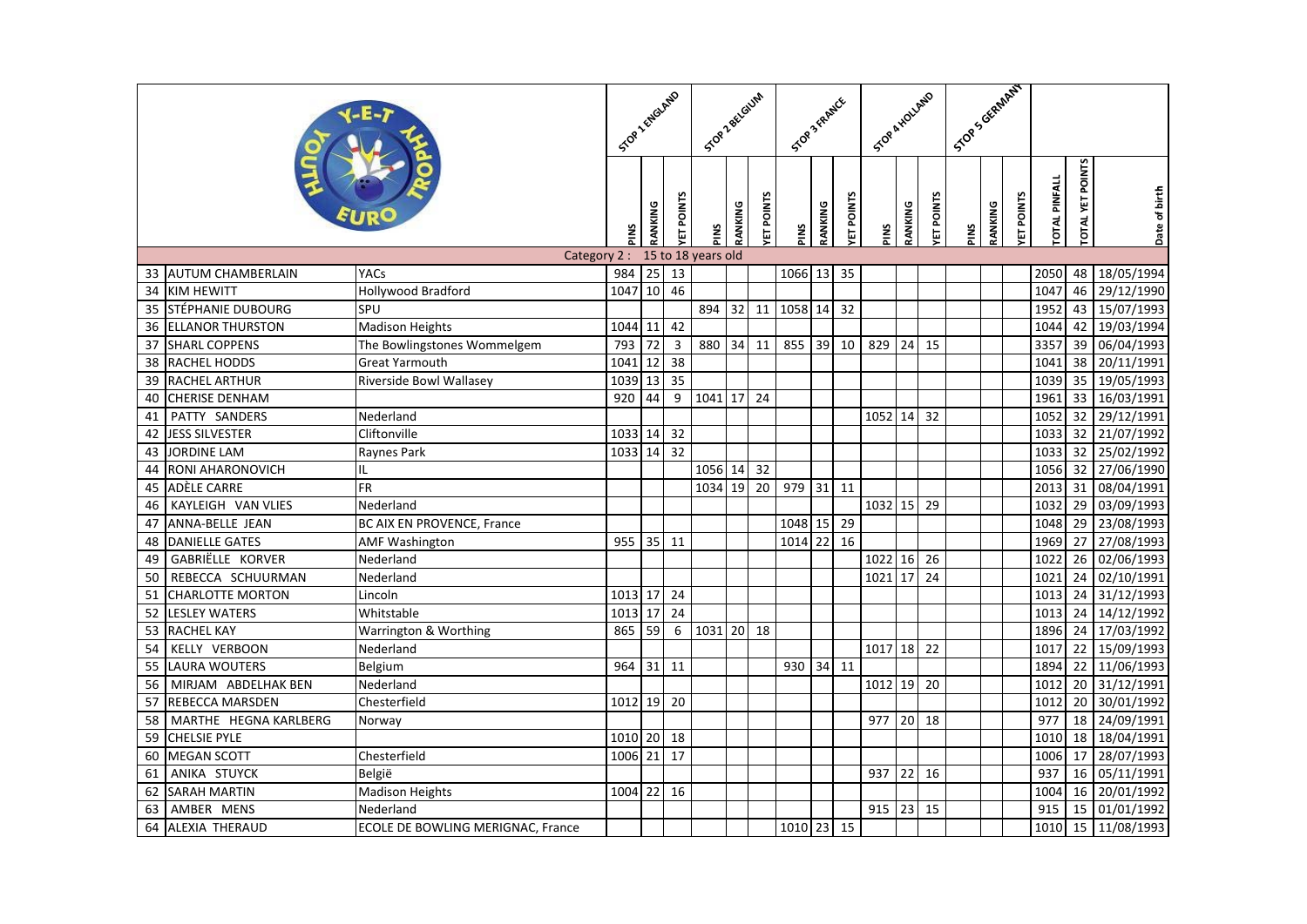| | | | STOP 1 ENGLAND | | | STOP 2 BELGIUM | | | STOP 3 FRANCE | | | STOP 4 HOLLAND | | | STOP 5 GERMANY | | | | | |
|---|---|---|---|---|---|---|---|---|---|---|---|---|---|---|---|---|---|---|---|---|---|
| | | | PINS | RANKING | YET POINTS | PINS | RANKING | YET POINTS | PINS | RANKING | YET POINTS | PINS | RANKING | YET POINTS | PINS | RANKING | YET POINTS | TOTAL PINFALL | TOTAL YET POINTS | Date of birth |
| | | Category 2 : 15 to 18 years old | | | | | | | | | | | | | | | | | | |
| 33 | AUTUM CHAMBERLAIN | YACs | 984 | 25 | 13 | | | | 1066 | 13 | 35 | | | | | | | 2050 | 48 | 18/05/1994 |
| 34 | KIM HEWITT | Hollywood Bradford | 1047 | 10 | 46 | | | | | | | | | | | | | 1047 | 46 | 29/12/1990 |
| 35 | STÉPHANIE DUBOURG | SPU | | | | 894 | 32 | 11 | 1058 | 14 | 32 | | | | | | | 1952 | 43 | 15/07/1993 |
| 36 | ELLANOR THURSTON | Madison Heights | 1044 | 11 | 42 | | | | | | | | | | | | | 1044 | 42 | 19/03/1994 |
| 37 | SHARL COPPENS | The Bowlingstones Wommelgem | 793 | 72 | 3 | 880 | 34 | 11 | 855 | 39 | 10 | 829 | 24 | 15 | | | | 3357 | 39 | 06/04/1993 |
| 38 | RACHEL HODDS | Great Yarmouth | 1041 | 12 | 38 | | | | | | | | | | | | | 1041 | 38 | 20/11/1991 |
| 39 | RACHEL ARTHUR | Riverside Bowl Wallasey | 1039 | 13 | 35 | | | | | | | | | | | | | 1039 | 35 | 19/05/1993 |
| 40 | CHERISE DENHAM | | 920 | 44 | 9 | 1041 | 17 | 24 | | | | | | | | | | 1961 | 33 | 16/03/1991 |
| 41 | PATTY SANDERS | Nederland | | | | | | | | | | 1052 | 14 | 32 | | | | 1052 | 32 | 29/12/1991 |
| 42 | JESS SILVESTER | Cliftonville | 1033 | 14 | 32 | | | | | | | | | | | | | 1033 | 32 | 21/07/1992 |
| 43 | JORDINE LAM | Raynes Park | 1033 | 14 | 32 | | | | | | | | | | | | | 1033 | 32 | 25/02/1992 |
| 44 | RONI AHARONOVICH | IL | | | | 1056 | 14 | 32 | | | | | | | | | | 1056 | 32 | 27/06/1990 |
| 45 | ADÈLE CARRE | FR | | | | 1034 | 19 | 20 | 979 | 31 | 11 | | | | | | | 2013 | 31 | 08/04/1991 |
| 46 | KAYLEIGH VAN VLIES | Nederland | | | | | | | | | | 1032 | 15 | 29 | | | | 1032 | 29 | 03/09/1993 |
| 47 | ANNA-BELLE JEAN | BC AIX EN PROVENCE, France | | | | | | | 1048 | 15 | 29 | | | | | | | 1048 | 29 | 23/08/1993 |
| 48 | DANIELLE GATES | AMF Washington | 955 | 35 | 11 | | | | 1014 | 22 | 16 | | | | | | | 1969 | 27 | 27/08/1993 |
| 49 | GABRIËLLE KORVER | Nederland | | | | | | | | | | 1022 | 16 | 26 | | | | 1022 | 26 | 02/06/1993 |
| 50 | REBECCA SCHUURMAN | Nederland | | | | | | | | | | 1021 | 17 | 24 | | | | 1021 | 24 | 02/10/1991 |
| 51 | CHARLOTTE MORTON | Lincoln | 1013 | 17 | 24 | | | | | | | | | | | | | 1013 | 24 | 31/12/1993 |
| 52 | LESLEY WATERS | Whitstable | 1013 | 17 | 24 | | | | | | | | | | | | | 1013 | 24 | 14/12/1992 |
| 53 | RACHEL KAY | Warrington & Worthing | 865 | 59 | 6 | 1031 | 20 | 18 | | | | | | | | | | 1896 | 24 | 17/03/1992 |
| 54 | KELLY VERBOON | Nederland | | | | | | | | | | 1017 | 18 | 22 | | | | 1017 | 22 | 15/09/1993 |
| 55 | LAURA WOUTERS | Belgium | 964 | 31 | 11 | | | | 930 | 34 | 11 | | | | | | | 1894 | 22 | 11/06/1993 |
| 56 | MIRJAM ABDELHAK BEN | Nederland | | | | | | | | | | 1012 | 19 | 20 | | | | 1012 | 20 | 31/12/1991 |
| 57 | REBECCA MARSDEN | Chesterfield | 1012 | 19 | 20 | | | | | | | | | | | | | 1012 | 20 | 30/01/1992 |
| 58 | MARTHE HEGNA KARLBERG | Norway | | | | | | | | | | 977 | 20 | 18 | | | | 977 | 18 | 24/09/1991 |
| 59 | CHELSIE PYLE | | 1010 | 20 | 18 | | | | | | | | | | | | | 1010 | 18 | 18/04/1991 |
| 60 | MEGAN SCOTT | Chesterfield | 1006 | 21 | 17 | | | | | | | | | | | | | 1006 | 17 | 28/07/1993 |
| 61 | ANIKA STUYCK | België | | | | | | | | | | 937 | 22 | 16 | | | | 937 | 16 | 05/11/1991 |
| 62 | SARAH MARTIN | Madison Heights | 1004 | 22 | 16 | | | | | | | | | | | | | 1004 | 16 | 20/01/1992 |
| 63 | AMBER MENS | Nederland | | | | | | | | | | 915 | 23 | 15 | | | | 915 | 15 | 01/01/1992 |
| 64 | ALEXIA THERAUD | ECOLE DE BOWLING MERIGNAC, France | | | | | | | 1010 | 23 | 15 | | | | | | | 1010 | 15 | 11/08/1993 |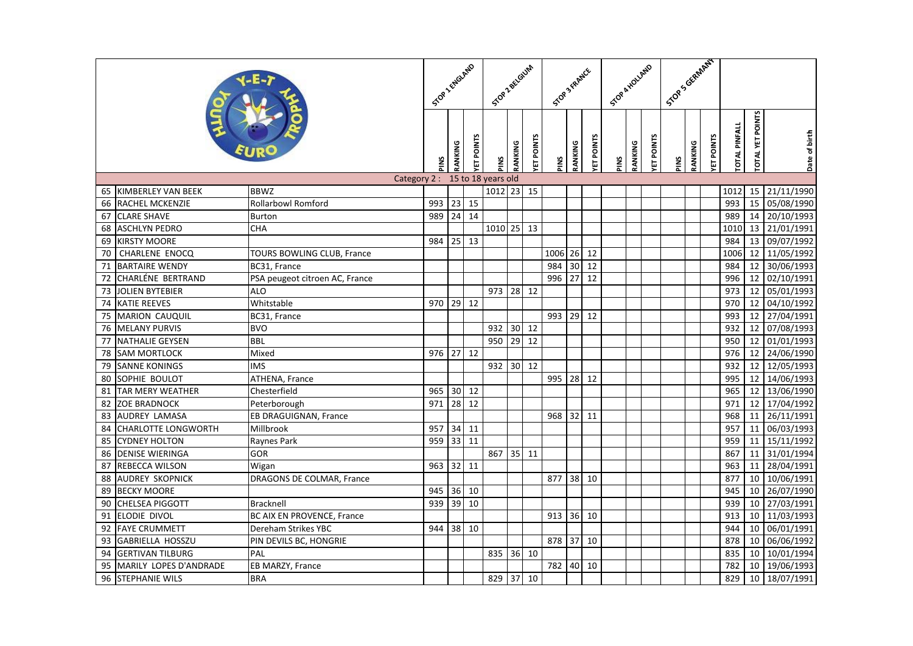| | Name | Club | STOP 1 ENGLAND | | | STOP 2 BELGIUM | | | STOP 3 FRANCE | | | STOP 4 HOLLAND | | | STOP 5 GERMANY | | | | | |
|---|---|---|---|---|---|---|---|---|---|---|---|---|---|---|---|---|---|---|---|---|
| | | | PINS | RANKING | YET POINTS | PINS | RANKING | YET POINTS | PINS | RANKING | YET POINTS | PINS | RANKING | YET POINTS | PINS | RANKING | YET POINTS | TOTAL PINFALL | TOTAL YET POINTS | Date of birth |
| Category 2 : 15 to 18 years old | | | | | | | | | | | | | | | | | | | | |
| 65 | KIMBERLEY VAN BEEK | BBWZ | | | | 1012 | 23 | 15 | | | | | | | | | | 1012 | 15 | 21/11/1990 |
| 66 | RACHEL MCKENZIE | Rollarbowl Romford | 993 | 23 | 15 | | | | | | | | | | | | | 993 | 15 | 05/08/1990 |
| 67 | CLARE SHAVE | Burton | 989 | 24 | 14 | | | | | | | | | | | | | 989 | 14 | 20/10/1993 |
| 68 | ASCHLYN PEDRO | CHA | | | | 1010 | 25 | 13 | | | | | | | | | | 1010 | 13 | 21/01/1991 |
| 69 | KIRSTY MOORE | | 984 | 25 | 13 | | | | | | | | | | | | | 984 | 13 | 09/07/1992 |
| 70 | CHARLENE ENOCQ | TOURS BOWLING CLUB, France | | | | | | | 1006 | 26 | 12 | | | | | | | 1006 | 12 | 11/05/1992 |
| 71 | BARTAIRE WENDY | BC31, France | | | | | | | 984 | 30 | 12 | | | | | | | 984 | 12 | 30/06/1993 |
| 72 | CHARLÉNE BERTRAND | PSA peugeot citroen AC, France | | | | | | | 996 | 27 | 12 | | | | | | | 996 | 12 | 02/10/1991 |
| 73 | JOLIEN BYTEBIER | ALO | | | | 973 | 28 | 12 | | | | | | | | | | 973 | 12 | 05/01/1993 |
| 74 | KATIE REEVES | Whitstable | 970 | 29 | 12 | | | | | | | | | | | | | 970 | 12 | 04/10/1992 |
| 75 | MARION CAUQUIL | BC31, France | | | | | | | 993 | 29 | 12 | | | | | | | 993 | 12 | 27/04/1991 |
| 76 | MELANY PURVIS | BVO | | | | 932 | 30 | 12 | | | | | | | | | | 932 | 12 | 07/08/1993 |
| 77 | NATHALIE GEYSEN | BBL | | | | 950 | 29 | 12 | | | | | | | | | | 950 | 12 | 01/01/1993 |
| 78 | SAM MORTLOCK | Mixed | 976 | 27 | 12 | | | | | | | | | | | | | 976 | 12 | 24/06/1990 |
| 79 | SANNE KONINGS | IMS | | | | 932 | 30 | 12 | | | | | | | | | | 932 | 12 | 12/05/1993 |
| 80 | SOPHIE BOULOT | ATHENA, France | | | | | | | 995 | 28 | 12 | | | | | | | 995 | 12 | 14/06/1993 |
| 81 | TAR MERY WEATHER | Chesterfield | 965 | 30 | 12 | | | | | | | | | | | | | 965 | 12 | 13/06/1990 |
| 82 | ZOE BRADNOCK | Peterborough | 971 | 28 | 12 | | | | | | | | | | | | | 971 | 12 | 17/04/1992 |
| 83 | AUDREY LAMASA | EB DRAGUIGNAN, France | | | | | | | 968 | 32 | 11 | | | | | | | 968 | 11 | 26/11/1991 |
| 84 | CHARLOTTE LONGWORTH | Millbrook | 957 | 34 | 11 | | | | | | | | | | | | | 957 | 11 | 06/03/1993 |
| 85 | CYDNEY HOLTON | Raynes Park | 959 | 33 | 11 | | | | | | | | | | | | | 959 | 11 | 15/11/1992 |
| 86 | DENISE WIERINGA | GOR | | | | 867 | 35 | 11 | | | | | | | | | | 867 | 11 | 31/01/1994 |
| 87 | REBECCA WILSON | Wigan | 963 | 32 | 11 | | | | | | | | | | | | | 963 | 11 | 28/04/1991 |
| 88 | AUDREY SKOPNICK | DRAGONS DE COLMAR, France | | | | | | | 877 | 38 | 10 | | | | | | | 877 | 10 | 10/06/1991 |
| 89 | BECKY MOORE | | 945 | 36 | 10 | | | | | | | | | | | | | 945 | 10 | 26/07/1990 |
| 90 | CHELSEA PIGGOTT | Bracknell | 939 | 39 | 10 | | | | | | | | | | | | | 939 | 10 | 27/03/1991 |
| 91 | ELODIE DIVOL | BC AIX EN PROVENCE, France | | | | | | | 913 | 36 | 10 | | | | | | | 913 | 10 | 11/03/1993 |
| 92 | FAYE CRUMMETT | Dereham Strikes YBC | 944 | 38 | 10 | | | | | | | | | | | | | 944 | 10 | 06/01/1991 |
| 93 | GABRIELLA HOSSZU | PIN DEVILS BC, HONGRIE | | | | | | | 878 | 37 | 10 | | | | | | | 878 | 10 | 06/06/1992 |
| 94 | GERTIVAN TILBURG | PAL | | | | 835 | 36 | 10 | | | | | | | | | | 835 | 10 | 10/01/1994 |
| 95 | MARILY LOPES D'ANDRADE | EB MARZY, France | | | | | | | 782 | 40 | 10 | | | | | | | 782 | 10 | 19/06/1993 |
| 96 | STEPHANIE WILS | BRA | | | | 829 | 37 | 10 | | | | | | | | | | 829 | 10 | 18/07/1991 |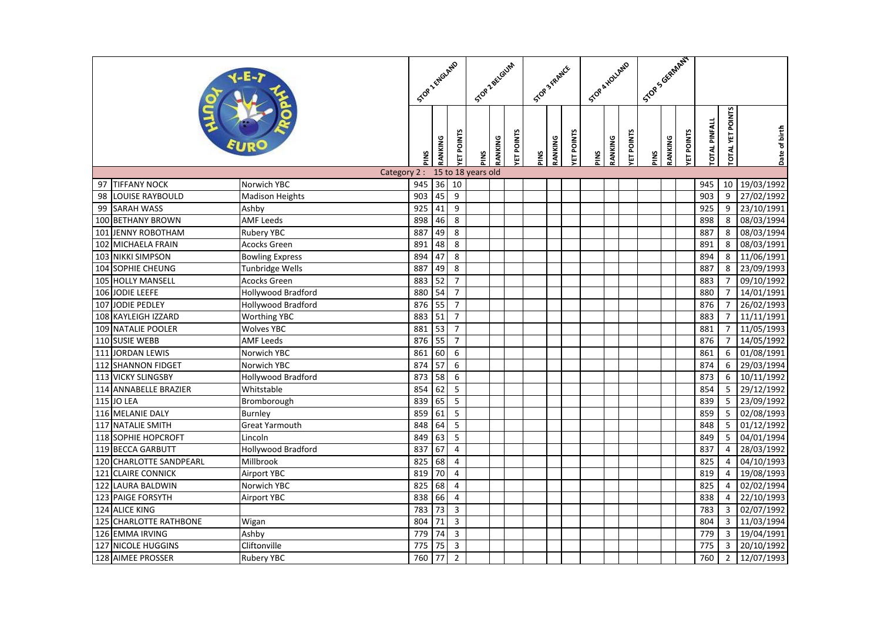| | | | STOP 1 ENGLAND | | | STOP 2 BELGIUM | | | STOP 3 FRANCE | | | STOP 4 HOLLAND | | | STOP 5 GERMANY | | | | | |
|---|---|---|---|---|---|---|---|---|---|---|---|---|---|---|---|---|---|---|---|---|---|
| | | | PINS | RANKING | YET POINTS | PINS | RANKING | YET POINTS | PINS | RANKING | YET POINTS | PINS | RANKING | YET POINTS | PINS | RANKING | YET POINTS | TOTAL PINFALL | TOTAL YET POINTS | Date of birth |
| Category 2 : 15 to 18 years old | | | | | | | | | | | | | | | | | | | | |
| 97 | TIFFANY NOCK | Norwich YBC | 945 | 36 | 10 | | | | | | | | | | | | | 945 | 10 | 19/03/1992 |
| 98 | LOUISE RAYBOULD | Madison Heights | 903 | 45 | 9 | | | | | | | | | | | | | 903 | 9 | 27/02/1992 |
| 99 | SARAH WASS | Ashby | 925 | 41 | 9 | | | | | | | | | | | | | 925 | 9 | 23/10/1991 |
| 100 | BETHANY BROWN | AMF Leeds | 898 | 46 | 8 | | | | | | | | | | | | | 898 | 8 | 08/03/1994 |
| 101 | JENNY ROBOTHAM | Rubery YBC | 887 | 49 | 8 | | | | | | | | | | | | | 887 | 8 | 08/03/1994 |
| 102 | MICHAELA FRAIN | Acocks Green | 891 | 48 | 8 | | | | | | | | | | | | | 891 | 8 | 08/03/1991 |
| 103 | NIKKI SIMPSON | Bowling Express | 894 | 47 | 8 | | | | | | | | | | | | | 894 | 8 | 11/06/1991 |
| 104 | SOPHIE CHEUNG | Tunbridge Wells | 887 | 49 | 8 | | | | | | | | | | | | | 887 | 8 | 23/09/1993 |
| 105 | HOLLY MANSELL | Acocks Green | 883 | 52 | 7 | | | | | | | | | | | | | 883 | 7 | 09/10/1992 |
| 106 | JODIE LEEFE | Hollywood Bradford | 880 | 54 | 7 | | | | | | | | | | | | | 880 | 7 | 14/01/1991 |
| 107 | JODIE PEDLEY | Hollywood Bradford | 876 | 55 | 7 | | | | | | | | | | | | | 876 | 7 | 26/02/1993 |
| 108 | KAYLEIGH IZZARD | Worthing YBC | 883 | 51 | 7 | | | | | | | | | | | | | 883 | 7 | 11/11/1991 |
| 109 | NATALIE POOLER | Wolves YBC | 881 | 53 | 7 | | | | | | | | | | | | | 881 | 7 | 11/05/1993 |
| 110 | SUSIE WEBB | AMF Leeds | 876 | 55 | 7 | | | | | | | | | | | | | 876 | 7 | 14/05/1992 |
| 111 | JORDAN LEWIS | Norwich YBC | 861 | 60 | 6 | | | | | | | | | | | | | 861 | 6 | 01/08/1991 |
| 112 | SHANNON FIDGET | Norwich YBC | 874 | 57 | 6 | | | | | | | | | | | | | 874 | 6 | 29/03/1994 |
| 113 | VICKY SLINGSBY | Hollywood Bradford | 873 | 58 | 6 | | | | | | | | | | | | | 873 | 6 | 10/11/1992 |
| 114 | ANNABELLE BRAZIER | Whitstable | 854 | 62 | 5 | | | | | | | | | | | | | 854 | 5 | 29/12/1992 |
| 115 | JO LEA | Bromborough | 839 | 65 | 5 | | | | | | | | | | | | | 839 | 5 | 23/09/1992 |
| 116 | MELANIE DALY | Burnley | 859 | 61 | 5 | | | | | | | | | | | | | 859 | 5 | 02/08/1993 |
| 117 | NATALIE SMITH | Great Yarmouth | 848 | 64 | 5 | | | | | | | | | | | | | 848 | 5 | 01/12/1992 |
| 118 | SOPHIE HOPCROFT | Lincoln | 849 | 63 | 5 | | | | | | | | | | | | | 849 | 5 | 04/01/1994 |
| 119 | BECCA GARBUTT | Hollywood Bradford | 837 | 67 | 4 | | | | | | | | | | | | | 837 | 4 | 28/03/1992 |
| 120 | CHARLOTTE SANDPEARL | Millbrook | 825 | 68 | 4 | | | | | | | | | | | | | 825 | 4 | 04/10/1993 |
| 121 | CLAIRE CONNICK | Airport YBC | 819 | 70 | 4 | | | | | | | | | | | | | 819 | 4 | 19/08/1993 |
| 122 | LAURA BALDWIN | Norwich YBC | 825 | 68 | 4 | | | | | | | | | | | | | 825 | 4 | 02/02/1994 |
| 123 | PAIGE FORSYTH | Airport YBC | 838 | 66 | 4 | | | | | | | | | | | | | 838 | 4 | 22/10/1993 |
| 124 | ALICE KING | | 783 | 73 | 3 | | | | | | | | | | | | | 783 | 3 | 02/07/1992 |
| 125 | CHARLOTTE RATHBONE | Wigan | 804 | 71 | 3 | | | | | | | | | | | | | 804 | 3 | 11/03/1994 |
| 126 | EMMA IRVING | Ashby | 779 | 74 | 3 | | | | | | | | | | | | | 779 | 3 | 19/04/1991 |
| 127 | NICOLE HUGGINS | Cliftonville | 775 | 75 | 3 | | | | | | | | | | | | | 775 | 3 | 20/10/1992 |
| 128 | AIMEE PROSSER | Rubery YBC | 760 | 77 | 2 | | | | | | | | | | | | | 760 | 2 | 12/07/1993 |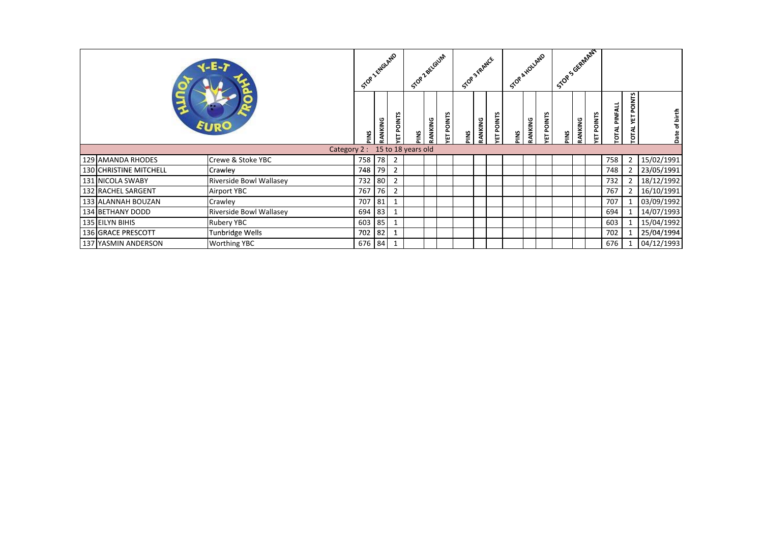| | | | STOP 1 ENGLAND | | | STOP 2 BELGIUM | | | STOP 3 FRANCE | | | STOP 4 HOLLAND | | | STOP 5 GERMANY | | | | | |
|---|---|---|---|---|---|---|---|---|---|---|---|---|---|---|---|---|---|---|---|---|
| | | | PINS | RANKING | YET POINTS | PINS | RANKING | YET POINTS | PINS | RANKING | YET POINTS | PINS | RANKING | YET POINTS | PINS | RANKING | YET POINTS | TOTAL PINFALL | TOTAL YET POINTS | Date of birth |
| | Category 2 : | | 15 to 18 years old | | | | | | | | | | | | | | | | | |
| 129 | AMANDA RHODES | Crewe & Stoke YBC | 758 | 78 | 2 | | | | | | | | | | | | | 758 | 2 | 15/02/1991 |
| 130 | CHRISTINE MITCHELL | Crawley | 748 | 79 | 2 | | | | | | | | | | | | | 748 | 2 | 23/05/1991 |
| 131 | NICOLA SWABY | Riverside Bowl Wallasey | 732 | 80 | 2 | | | | | | | | | | | | | 732 | 2 | 18/12/1992 |
| 132 | RACHEL SARGENT | Airport YBC | 767 | 76 | 2 | | | | | | | | | | | | | 767 | 2 | 16/10/1991 |
| 133 | ALANNAH BOUZAN | Crawley | 707 | 81 | 1 | | | | | | | | | | | | | 707 | 1 | 03/09/1992 |
| 134 | BETHANY DODD | Riverside Bowl Wallasey | 694 | 83 | 1 | | | | | | | | | | | | | 694 | 1 | 14/07/1993 |
| 135 | EILYN BIHIS | Rubery YBC | 603 | 85 | 1 | | | | | | | | | | | | | 603 | 1 | 15/04/1992 |
| 136 | GRACE PRESCOTT | Tunbridge Wells | 702 | 82 | 1 | | | | | | | | | | | | | 702 | 1 | 25/04/1994 |
| 137 | YASMIN ANDERSON | Worthing YBC | 676 | 84 | 1 | | | | | | | | | | | | | 676 | 1 | 04/12/1993 |